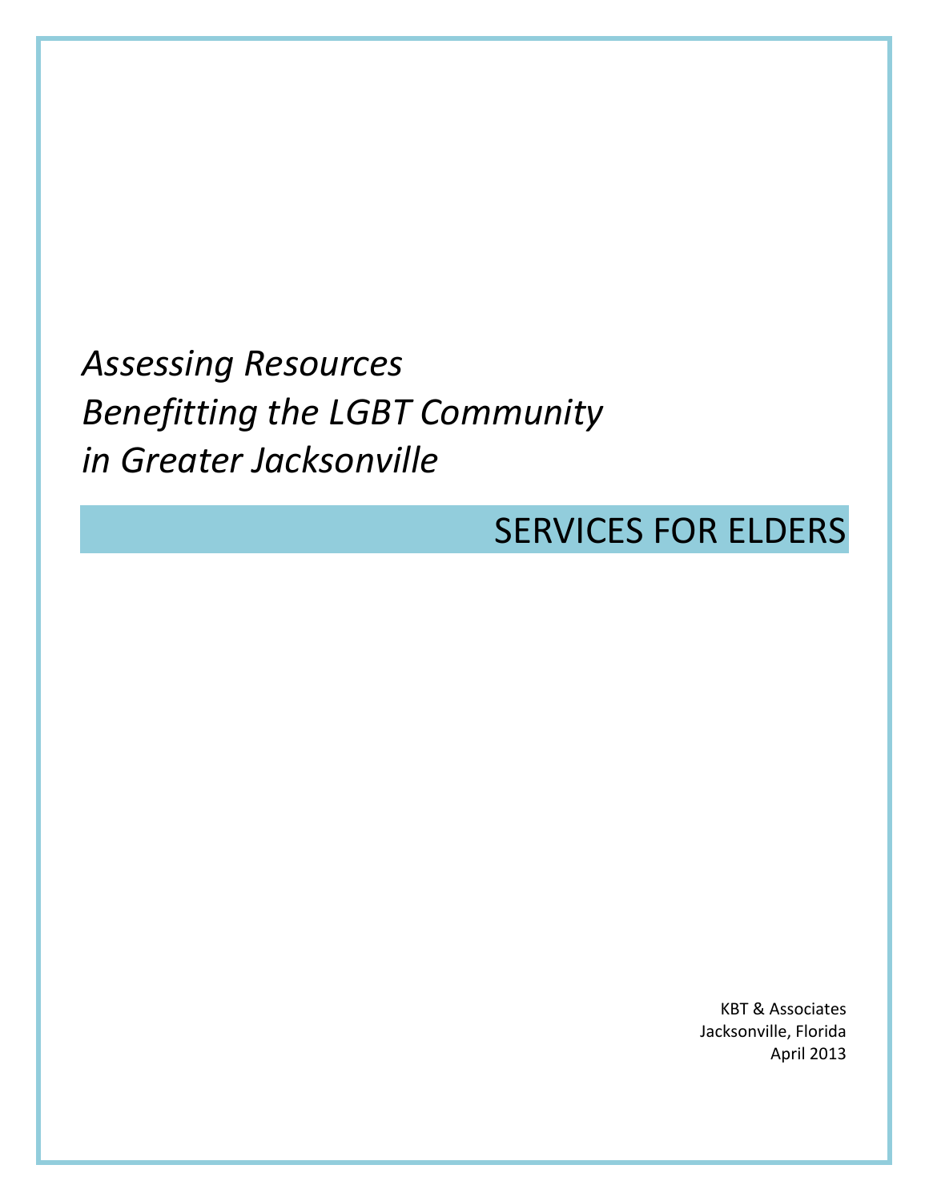# *Assessing Resources Benefitting the LGBT Community in Greater Jacksonville*

## SERVICES FOR ELDERS

KBT & Associates
Jacksonville, Florida
April 2013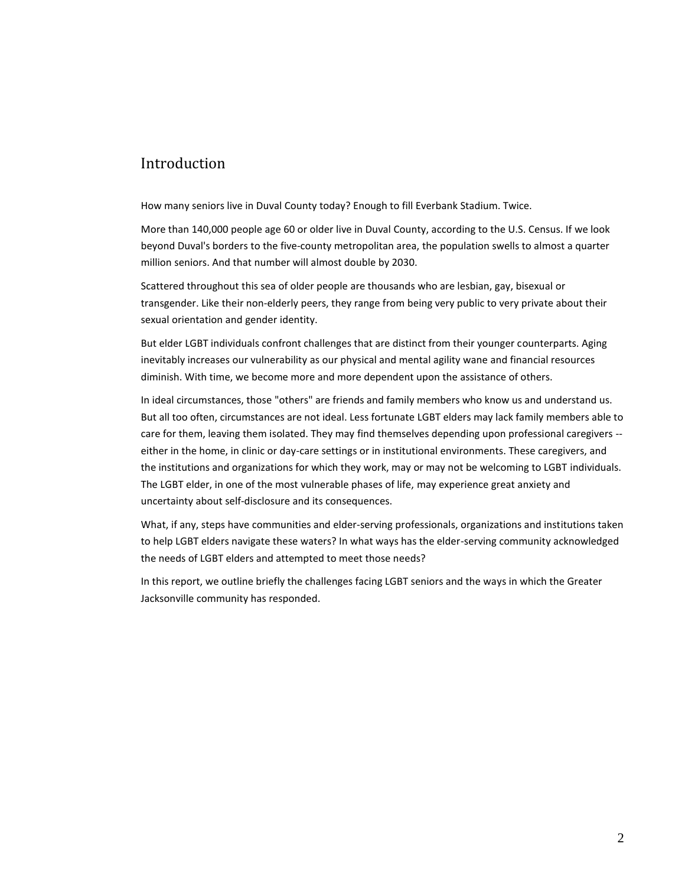## Introduction

How many seniors live in Duval County today? Enough to fill Everbank Stadium. Twice.

More than 140,000 people age 60 or older live in Duval County, according to the U.S. Census. If we look beyond Duval's borders to the five-county metropolitan area, the population swells to almost a quarter million seniors. And that number will almost double by 2030.

Scattered throughout this sea of older people are thousands who are lesbian, gay, bisexual or transgender. Like their non-elderly peers, they range from being very public to very private about their sexual orientation and gender identity.

But elder LGBT individuals confront challenges that are distinct from their younger counterparts. Aging inevitably increases our vulnerability as our physical and mental agility wane and financial resources diminish. With time, we become more and more dependent upon the assistance of others.

In ideal circumstances, those "others" are friends and family members who know us and understand us. But all too often, circumstances are not ideal. Less fortunate LGBT elders may lack family members able to care for them, leaving them isolated. They may find themselves depending upon professional caregivers -- either in the home, in clinic or day-care settings or in institutional environments. These caregivers, and the institutions and organizations for which they work, may or may not be welcoming to LGBT individuals. The LGBT elder, in one of the most vulnerable phases of life, may experience great anxiety and uncertainty about self-disclosure and its consequences.

What, if any, steps have communities and elder-serving professionals, organizations and institutions taken to help LGBT elders navigate these waters? In what ways has the elder-serving community acknowledged the needs of LGBT elders and attempted to meet those needs?

In this report, we outline briefly the challenges facing LGBT seniors and the ways in which the Greater Jacksonville community has responded.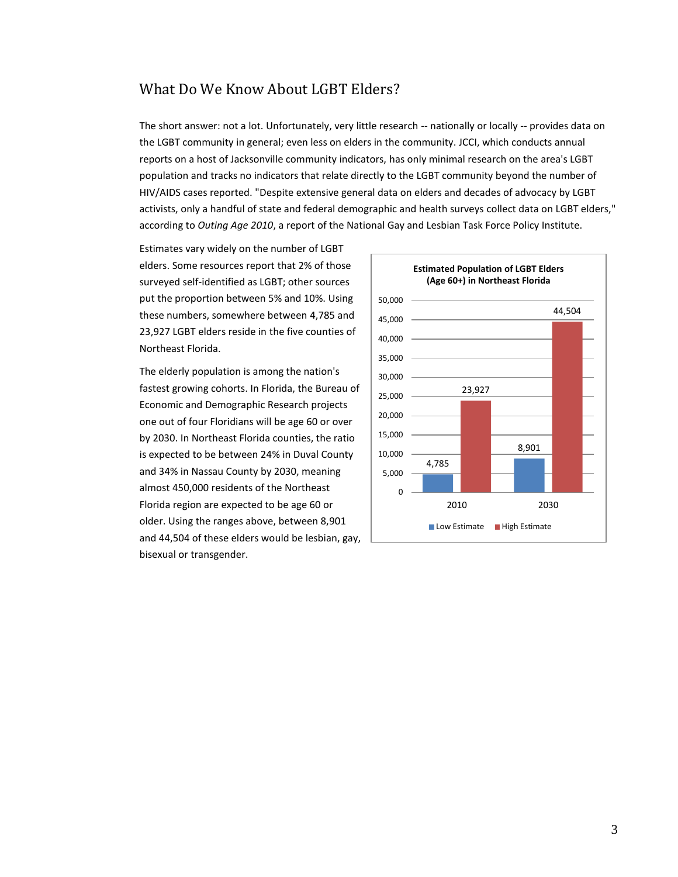## What Do We Know About LGBT Elders?

The short answer: not a lot. Unfortunately, very little research -- nationally or locally -- provides data on the LGBT community in general; even less on elders in the community. JCCI, which conducts annual reports on a host of Jacksonville community indicators, has only minimal research on the area's LGBT population and tracks no indicators that relate directly to the LGBT community beyond the number of HIV/AIDS cases reported. "Despite extensive general data on elders and decades of advocacy by LGBT activists, only a handful of state and federal demographic and health surveys collect data on LGBT elders," according to *Outing Age 2010*, a report of the National Gay and Lesbian Task Force Policy Institute.

Estimates vary widely on the number of LGBT elders. Some resources report that 2% of those surveyed self-identified as LGBT; other sources put the proportion between 5% and 10%. Using these numbers, somewhere between 4,785 and 23,927 LGBT elders reside in the five counties of Northeast Florida.

The elderly population is among the nation's fastest growing cohorts. In Florida, the Bureau of Economic and Demographic Research projects one out of four Floridians will be age 60 or over by 2030. In Northeast Florida counties, the ratio is expected to be between 24% in Duval County and 34% in Nassau County by 2030, meaning almost 450,000 residents of the Northeast Florida region are expected to be age 60 or older. Using the ranges above, between 8,901 and 44,504 of these elders would be lesbian, gay, bisexual or transgender.

**Estimated Population of LGBT Elders (Age 60+) in Northeast Florida**

| Year | Low Estimate | High Estimate |
|---|---|---|
| 2010 | 4,785 | 23,927 |
| 2030 | 8,901 | 44,504 |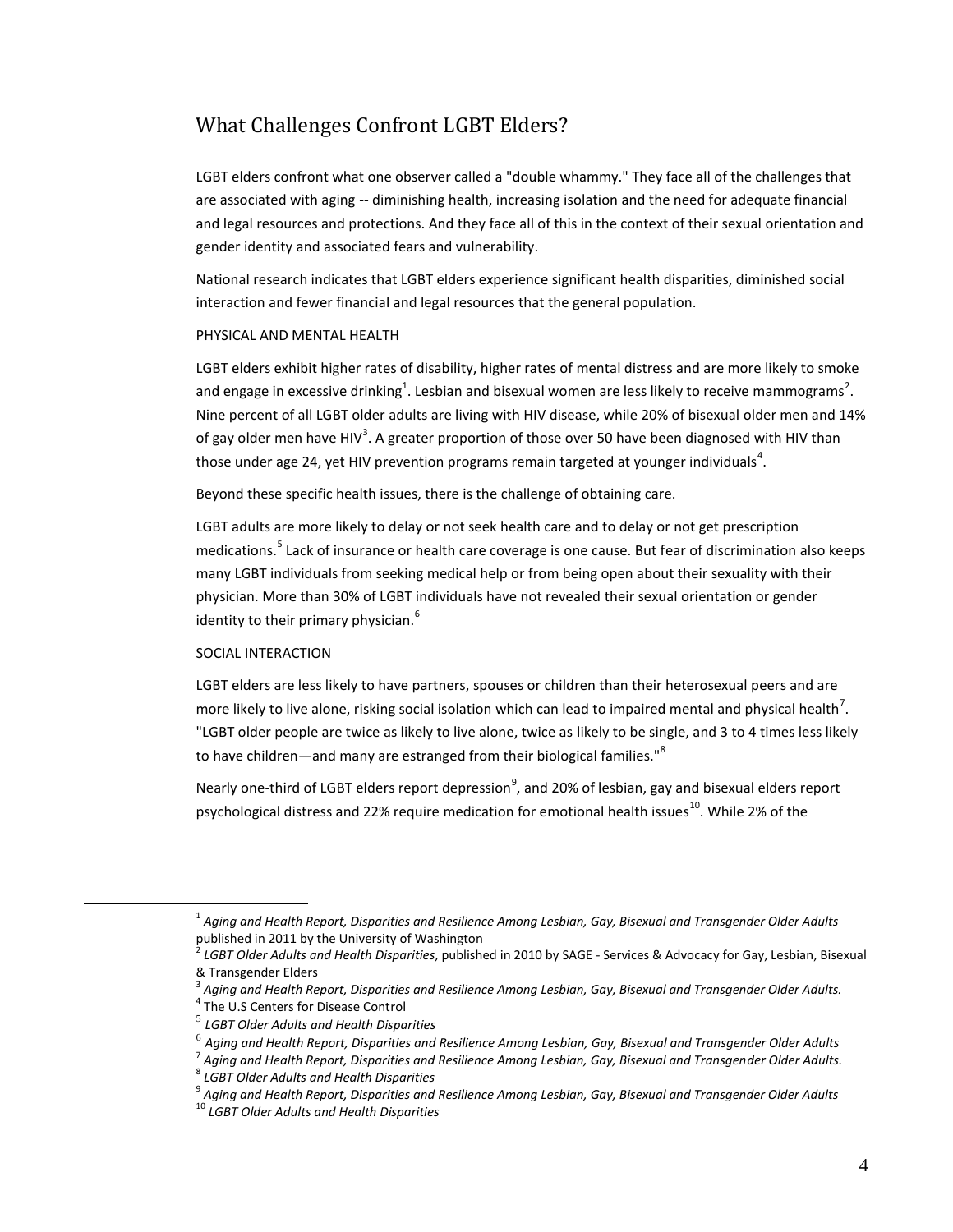## What Challenges Confront LGBT Elders?

LGBT elders confront what one observer called a "double whammy." They face all of the challenges that are associated with aging -- diminishing health, increasing isolation and the need for adequate financial and legal resources and protections. And they face all of this in the context of their sexual orientation and gender identity and associated fears and vulnerability.

National research indicates that LGBT elders experience significant health disparities, diminished social interaction and fewer financial and legal resources that the general population.

PHYSICAL AND MENTAL HEALTH

LGBT elders exhibit higher rates of disability, higher rates of mental distress and are more likely to smoke and engage in excessive drinking[1]. Lesbian and bisexual women are less likely to receive mammograms[2]. Nine percent of all LGBT older adults are living with HIV disease, while 20% of bisexual older men and 14% of gay older men have HIV[3]. A greater proportion of those over 50 have been diagnosed with HIV than those under age 24, yet HIV prevention programs remain targeted at younger individuals[4].

Beyond these specific health issues, there is the challenge of obtaining care.

LGBT adults are more likely to delay or not seek health care and to delay or not get prescription medications.[5] Lack of insurance or health care coverage is one cause. But fear of discrimination also keeps many LGBT individuals from seeking medical help or from being open about their sexuality with their physician. More than 30% of LGBT individuals have not revealed their sexual orientation or gender identity to their primary physician.[6]

SOCIAL INTERACTION

LGBT elders are less likely to have partners, spouses or children than their heterosexual peers and are more likely to live alone, risking social isolation which can lead to impaired mental and physical health[7]. "LGBT older people are twice as likely to live alone, twice as likely to be single, and 3 to 4 times less likely to have children—and many are estranged from their biological families."[8]

Nearly one-third of LGBT elders report depression[9], and 20% of lesbian, gay and bisexual elders report psychological distress and 22% require medication for emotional health issues[10]. While 2% of the

---

[1] *Aging and Health Report, Disparities and Resilience Among Lesbian, Gay, Bisexual and Transgender Older Adults* published in 2011 by the University of Washington

[2] *LGBT Older Adults and Health Disparities*, published in 2010 by SAGE - Services & Advocacy for Gay, Lesbian, Bisexual & Transgender Elders

[3] *Aging and Health Report, Disparities and Resilience Among Lesbian, Gay, Bisexual and Transgender Older Adults.*

[4] The U.S Centers for Disease Control

[5] *LGBT Older Adults and Health Disparities*

[6] *Aging and Health Report, Disparities and Resilience Among Lesbian, Gay, Bisexual and Transgender Older Adults*

[7] *Aging and Health Report, Disparities and Resilience Among Lesbian, Gay, Bisexual and Transgender Older Adults.*

[8] *LGBT Older Adults and Health Disparities*

[9] *Aging and Health Report, Disparities and Resilience Among Lesbian, Gay, Bisexual and Transgender Older Adults*

[10] *LGBT Older Adults and Health Disparities*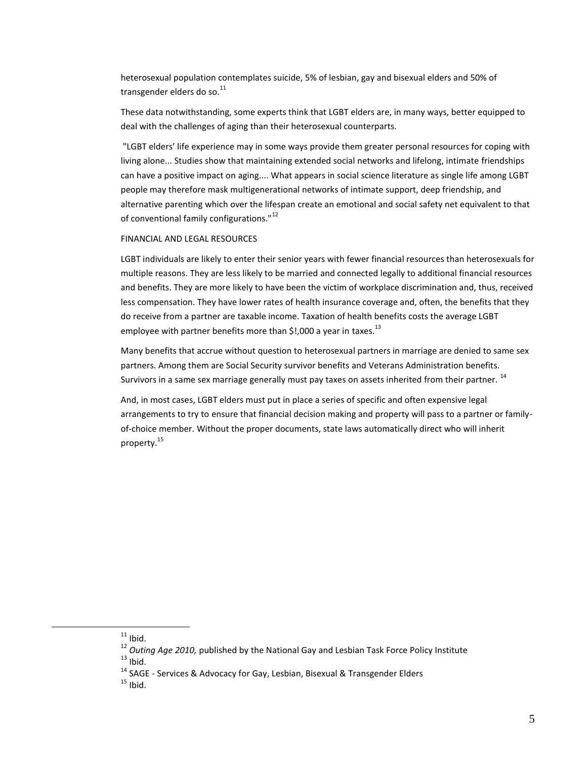heterosexual population contemplates suicide, 5% of lesbian, gay and bisexual elders and 50% of transgender elders do so.[11]

These data notwithstanding, some experts think that LGBT elders are, in many ways, better equipped to deal with the challenges of aging than their heterosexual counterparts.

"LGBT elders' life experience may in some ways provide them greater personal resources for coping with living alone... Studies show that maintaining extended social networks and lifelong, intimate friendships can have a positive impact on aging.... What appears in social science literature as single life among LGBT people may therefore mask multigenerational networks of intimate support, deep friendship, and alternative parenting which over the lifespan create an emotional and social safety net equivalent to that of conventional family configurations."[12]

FINANCIAL AND LEGAL RESOURCES

LGBT individuals are likely to enter their senior years with fewer financial resources than heterosexuals for multiple reasons. They are less likely to be married and connected legally to additional financial resources and benefits. They are more likely to have been the victim of workplace discrimination and, thus, received less compensation. They have lower rates of health insurance coverage and, often, the benefits that they do receive from a partner are taxable income. Taxation of health benefits costs the average LGBT employee with partner benefits more than $!,000 a year in taxes.[13]

Many benefits that accrue without question to heterosexual partners in marriage are denied to same sex partners. Among them are Social Security survivor benefits and Veterans Administration benefits. Survivors in a same sex marriage generally must pay taxes on assets inherited from their partner.[14]

And, in most cases, LGBT elders must put in place a series of specific and often expensive legal arrangements to try to ensure that financial decision making and property will pass to a partner or family-of-choice member. Without the proper documents, state laws automatically direct who will inherit property.[15]

---

[11] Ibid.

[12] *Outing Age 2010,* published by the National Gay and Lesbian Task Force Policy Institute

[13] Ibid.

[14] SAGE - Services & Advocacy for Gay, Lesbian, Bisexual & Transgender Elders

[15] Ibid.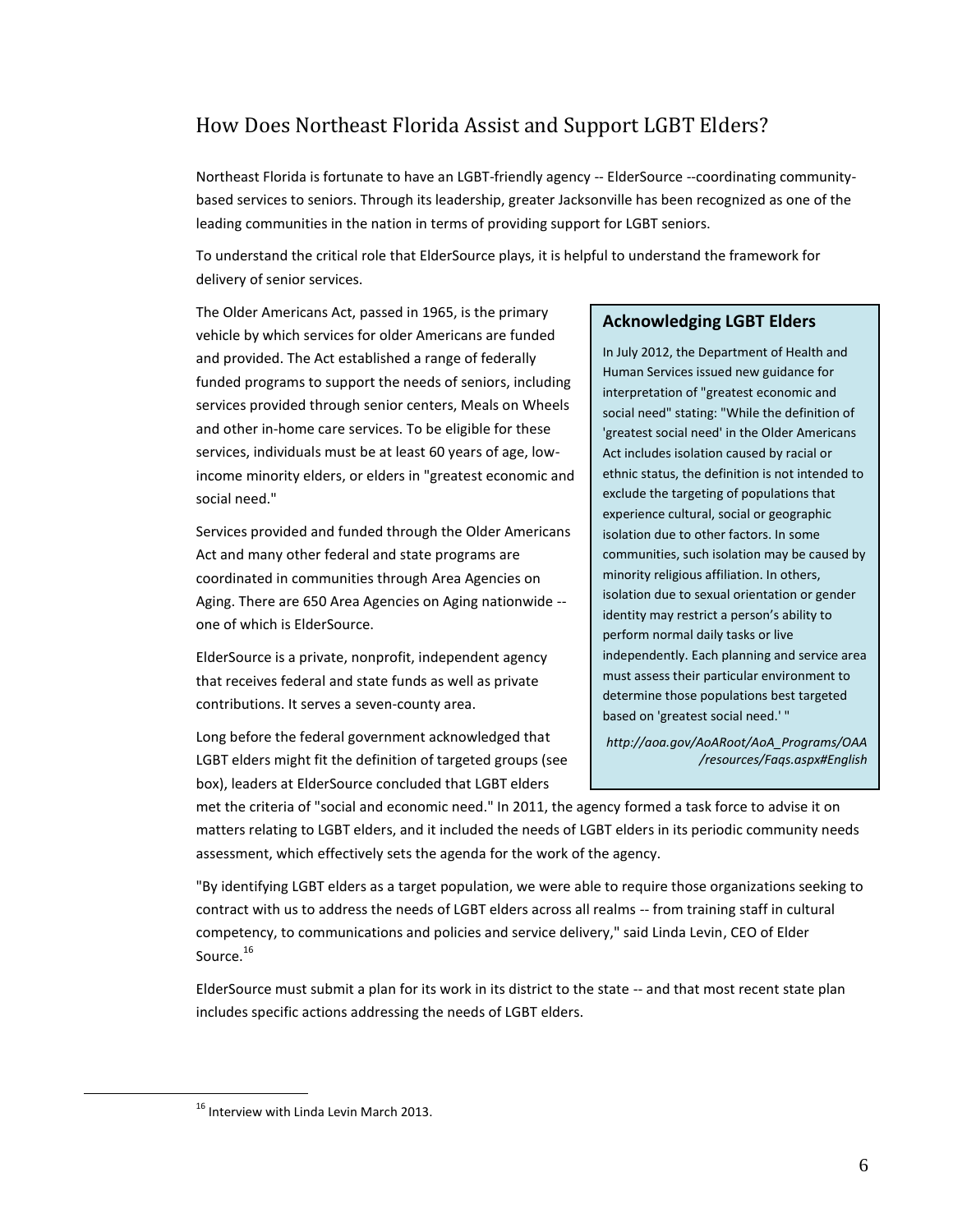## How Does Northeast Florida Assist and Support LGBT Elders?

Northeast Florida is fortunate to have an LGBT-friendly agency -- ElderSource --coordinating community-based services to seniors. Through its leadership, greater Jacksonville has been recognized as one of the leading communities in the nation in terms of providing support for LGBT seniors.

To understand the critical role that ElderSource plays, it is helpful to understand the framework for delivery of senior services.

The Older Americans Act, passed in 1965, is the primary vehicle by which services for older Americans are funded and provided. The Act established a range of federally funded programs to support the needs of seniors, including services provided through senior centers, Meals on Wheels and other in-home care services. To be eligible for these services, individuals must be at least 60 years of age, low-income minority elders, or elders in "greatest economic and social need."

Services provided and funded through the Older Americans Act and many other federal and state programs are coordinated in communities through Area Agencies on Aging. There are 650 Area Agencies on Aging nationwide -- one of which is ElderSource.

ElderSource is a private, nonprofit, independent agency that receives federal and state funds as well as private contributions. It serves a seven-county area.

Long before the federal government acknowledged that LGBT elders might fit the definition of targeted groups (see box), leaders at ElderSource concluded that LGBT elders met the criteria of "social and economic need." In 2011, the agency formed a task force to advise it on matters relating to LGBT elders, and it included the needs of LGBT elders in its periodic community needs assessment, which effectively sets the agenda for the work of the agency.

"By identifying LGBT elders as a target population, we were able to require those organizations seeking to contract with us to address the needs of LGBT elders across all realms -- from training staff in cultural competency, to communications and policies and service delivery," said Linda Levin, CEO of Elder Source.[16]

ElderSource must submit a plan for its work in its district to the state -- and that most recent state plan includes specific actions addressing the needs of LGBT elders.

### Acknowledging LGBT Elders

In July 2012, the Department of Health and Human Services issued new guidance for interpretation of "greatest economic and social need" stating: "While the definition of 'greatest social need' in the Older Americans Act includes isolation caused by racial or ethnic status, the definition is not intended to exclude the targeting of populations that experience cultural, social or geographic isolation due to other factors. In some communities, such isolation may be caused by minority religious affiliation. In others, isolation due to sexual orientation or gender identity may restrict a person's ability to perform normal daily tasks or live independently. Each planning and service area must assess their particular environment to determine those populations best targeted based on 'greatest social need.' "

*http://aoa.gov/AoARoot/AoA_Programs/OAA/resources/Faqs.aspx#English*

---

[16] Interview with Linda Levin March 2013.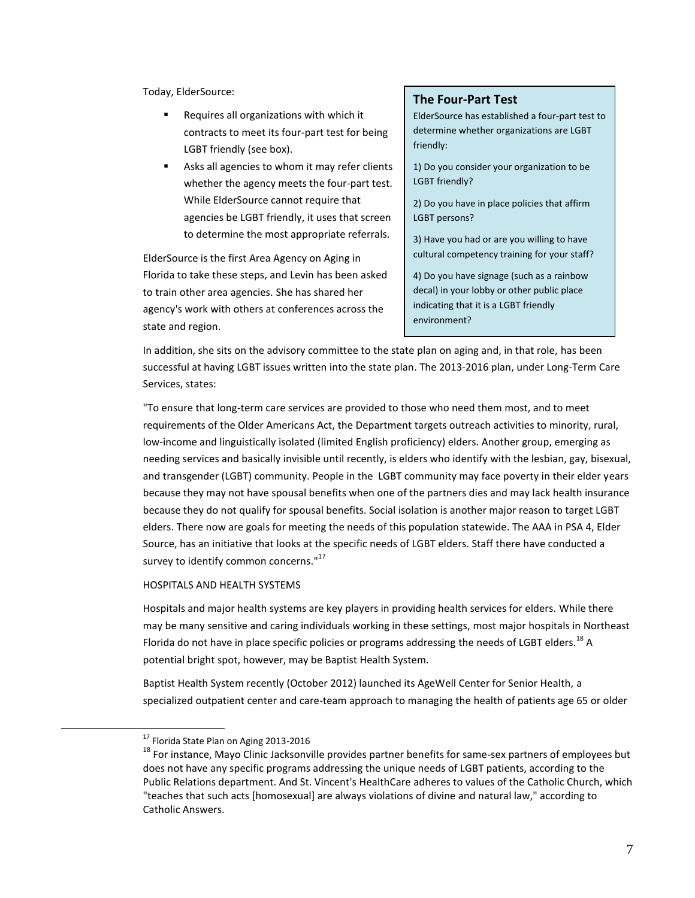Today, ElderSource:

- Requires all organizations with which it contracts to meet its four-part test for being LGBT friendly (see box).
- Asks all agencies to whom it may refer clients whether the agency meets the four-part test. While ElderSource cannot require that agencies be LGBT friendly, it uses that screen to determine the most appropriate referrals.

ElderSource is the first Area Agency on Aging in Florida to take these steps, and Levin has been asked to train other area agencies. She has shared her agency's work with others at conferences across the state and region.

> ### The Four-Part Test
>
> ElderSource has established a four-part test to determine whether organizations are LGBT friendly:
>
> 1) Do you consider your organization to be LGBT friendly?
>
> 2) Do you have in place policies that affirm LGBT persons?
>
> 3) Have you had or are you willing to have cultural competency training for your staff?
>
> 4) Do you have signage (such as a rainbow decal) in your lobby or other public place indicating that it is a LGBT friendly environment?

In addition, she sits on the advisory committee to the state plan on aging and, in that role, has been successful at having LGBT issues written into the state plan. The 2013-2016 plan, under Long-Term Care Services, states:

"To ensure that long-term care services are provided to those who need them most, and to meet requirements of the Older Americans Act, the Department targets outreach activities to minority, rural, low-income and linguistically isolated (limited English proficiency) elders. Another group, emerging as needing services and basically invisible until recently, is elders who identify with the lesbian, gay, bisexual, and transgender (LGBT) community. People in the LGBT community may face poverty in their elder years because they may not have spousal benefits when one of the partners dies and may lack health insurance because they do not qualify for spousal benefits. Social isolation is another major reason to target LGBT elders. There now are goals for meeting the needs of this population statewide. The AAA in PSA 4, Elder Source, has an initiative that looks at the specific needs of LGBT elders. Staff there have conducted a survey to identify common concerns."[17]

HOSPITALS AND HEALTH SYSTEMS

Hospitals and major health systems are key players in providing health services for elders. While there may be many sensitive and caring individuals working in these settings, most major hospitals in Northeast Florida do not have in place specific policies or programs addressing the needs of LGBT elders.[18] A potential bright spot, however, may be Baptist Health System.

Baptist Health System recently (October 2012) launched its AgeWell Center for Senior Health, a specialized outpatient center and care-team approach to managing the health of patients age 65 or older

---

[17] Florida State Plan on Aging 2013-2016

[18] For instance, Mayo Clinic Jacksonville provides partner benefits for same-sex partners of employees but does not have any specific programs addressing the unique needs of LGBT patients, according to the Public Relations department. And St. Vincent's HealthCare adheres to values of the Catholic Church, which "teaches that such acts [homosexual] are always violations of divine and natural law," according to Catholic Answers.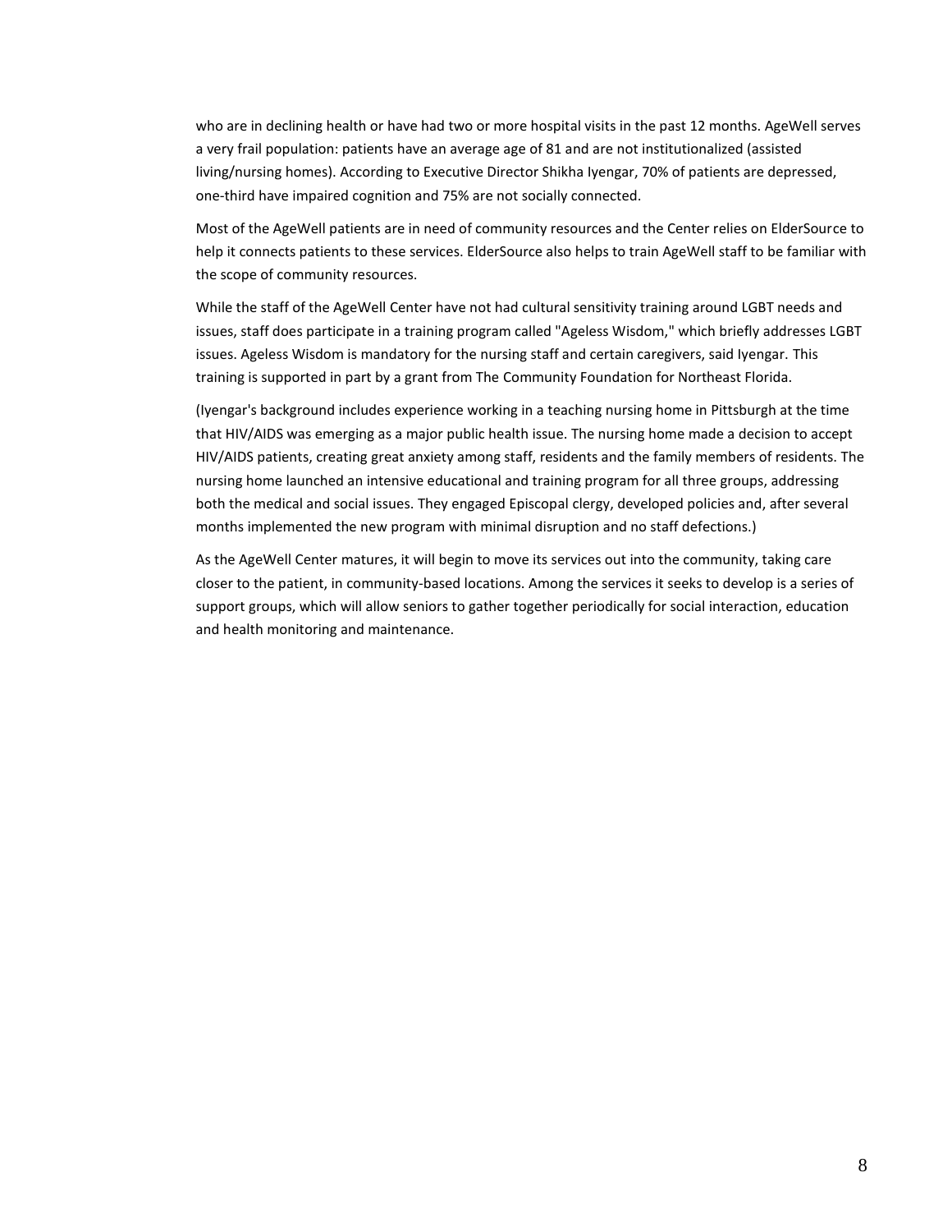who are in declining health or have had two or more hospital visits in the past 12 months. AgeWell serves a very frail population: patients have an average age of 81 and are not institutionalized (assisted living/nursing homes). According to Executive Director Shikha Iyengar, 70% of patients are depressed, one-third have impaired cognition and 75% are not socially connected.

Most of the AgeWell patients are in need of community resources and the Center relies on ElderSource to help it connects patients to these services. ElderSource also helps to train AgeWell staff to be familiar with the scope of community resources.

While the staff of the AgeWell Center have not had cultural sensitivity training around LGBT needs and issues, staff does participate in a training program called "Ageless Wisdom," which briefly addresses LGBT issues. Ageless Wisdom is mandatory for the nursing staff and certain caregivers, said Iyengar. This training is supported in part by a grant from The Community Foundation for Northeast Florida.

(Iyengar's background includes experience working in a teaching nursing home in Pittsburgh at the time that HIV/AIDS was emerging as a major public health issue. The nursing home made a decision to accept HIV/AIDS patients, creating great anxiety among staff, residents and the family members of residents. The nursing home launched an intensive educational and training program for all three groups, addressing both the medical and social issues. They engaged Episcopal clergy, developed policies and, after several months implemented the new program with minimal disruption and no staff defections.)

As the AgeWell Center matures, it will begin to move its services out into the community, taking care closer to the patient, in community-based locations. Among the services it seeks to develop is a series of support groups, which will allow seniors to gather together periodically for social interaction, education and health monitoring and maintenance.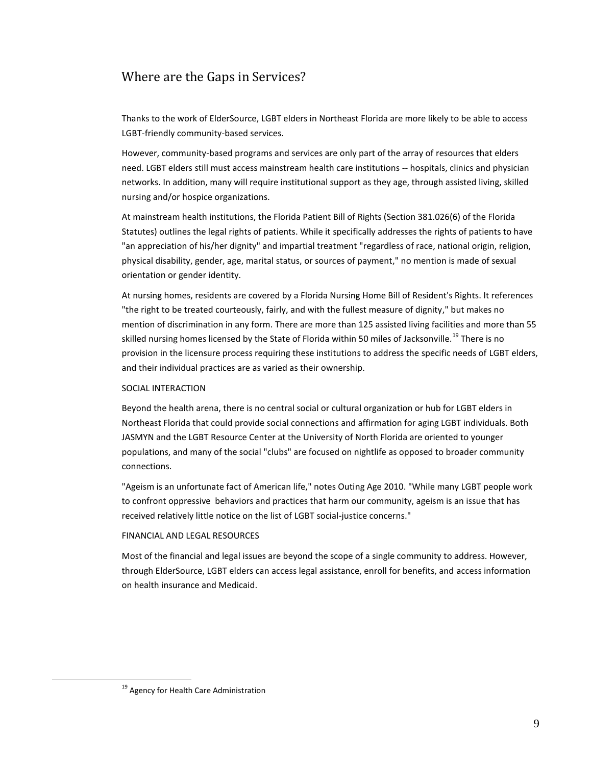## Where are the Gaps in Services?

Thanks to the work of ElderSource, LGBT elders in Northeast Florida are more likely to be able to access LGBT-friendly community-based services.

However, community-based programs and services are only part of the array of resources that elders need. LGBT elders still must access mainstream health care institutions -- hospitals, clinics and physician networks. In addition, many will require institutional support as they age, through assisted living, skilled nursing and/or hospice organizations.

At mainstream health institutions, the Florida Patient Bill of Rights (Section 381.026(6) of the Florida Statutes) outlines the legal rights of patients. While it specifically addresses the rights of patients to have "an appreciation of his/her dignity" and impartial treatment "regardless of race, national origin, religion, physical disability, gender, age, marital status, or sources of payment," no mention is made of sexual orientation or gender identity.

At nursing homes, residents are covered by a Florida Nursing Home Bill of Resident's Rights. It references "the right to be treated courteously, fairly, and with the fullest measure of dignity," but makes no mention of discrimination in any form. There are more than 125 assisted living facilities and more than 55 skilled nursing homes licensed by the State of Florida within 50 miles of Jacksonville.[19] There is no provision in the licensure process requiring these institutions to address the specific needs of LGBT elders, and their individual practices are as varied as their ownership.

SOCIAL INTERACTION

Beyond the health arena, there is no central social or cultural organization or hub for LGBT elders in Northeast Florida that could provide social connections and affirmation for aging LGBT individuals. Both JASMYN and the LGBT Resource Center at the University of North Florida are oriented to younger populations, and many of the social "clubs" are focused on nightlife as opposed to broader community connections.

"Ageism is an unfortunate fact of American life," notes Outing Age 2010. "While many LGBT people work to confront oppressive behaviors and practices that harm our community, ageism is an issue that has received relatively little notice on the list of LGBT social-justice concerns."

FINANCIAL AND LEGAL RESOURCES

Most of the financial and legal issues are beyond the scope of a single community to address. However, through ElderSource, LGBT elders can access legal assistance, enroll for benefits, and access information on health insurance and Medicaid.

---

[19] Agency for Health Care Administration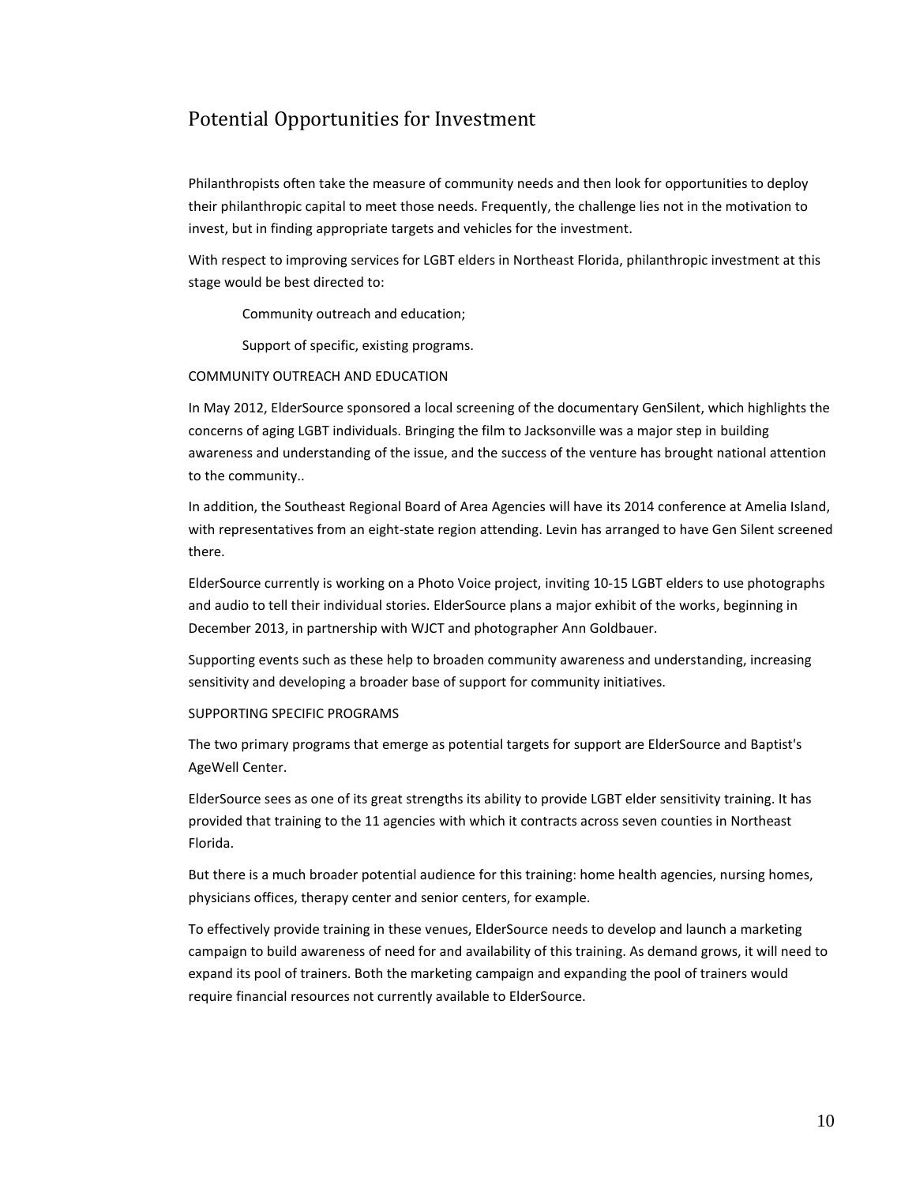## Potential Opportunities for Investment

Philanthropists often take the measure of community needs and then look for opportunities to deploy their philanthropic capital to meet those needs. Frequently, the challenge lies not in the motivation to invest, but in finding appropriate targets and vehicles for the investment.

With respect to improving services for LGBT elders in Northeast Florida, philanthropic investment at this stage would be best directed to:

- Community outreach and education;
- Support of specific, existing programs.

COMMUNITY OUTREACH AND EDUCATION

In May 2012, ElderSource sponsored a local screening of the documentary GenSilent, which highlights the concerns of aging LGBT individuals. Bringing the film to Jacksonville was a major step in building awareness and understanding of the issue, and the success of the venture has brought national attention to the community..

In addition, the Southeast Regional Board of Area Agencies will have its 2014 conference at Amelia Island, with representatives from an eight-state region attending. Levin has arranged to have Gen Silent screened there.

ElderSource currently is working on a Photo Voice project, inviting 10-15 LGBT elders to use photographs and audio to tell their individual stories. ElderSource plans a major exhibit of the works, beginning in December 2013, in partnership with WJCT and photographer Ann Goldbauer.

Supporting events such as these help to broaden community awareness and understanding, increasing sensitivity and developing a broader base of support for community initiatives.

SUPPORTING SPECIFIC PROGRAMS

The two primary programs that emerge as potential targets for support are ElderSource and Baptist's AgeWell Center.

ElderSource sees as one of its great strengths its ability to provide LGBT elder sensitivity training. It has provided that training to the 11 agencies with which it contracts across seven counties in Northeast Florida.

But there is a much broader potential audience for this training: home health agencies, nursing homes, physicians offices, therapy center and senior centers, for example.

To effectively provide training in these venues, ElderSource needs to develop and launch a marketing campaign to build awareness of need for and availability of this training. As demand grows, it will need to expand its pool of trainers. Both the marketing campaign and expanding the pool of trainers would require financial resources not currently available to ElderSource.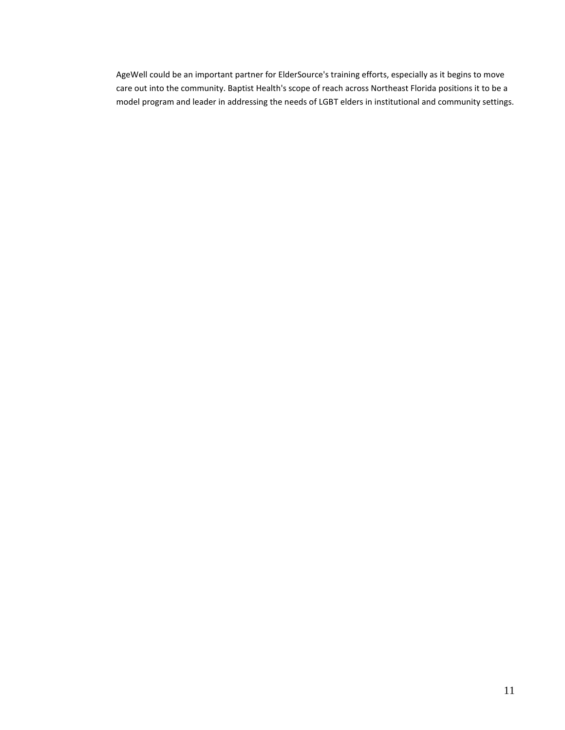AgeWell could be an important partner for ElderSource's training efforts, especially as it begins to move care out into the community. Baptist Health's scope of reach across Northeast Florida positions it to be a model program and leader in addressing the needs of LGBT elders in institutional and community settings.